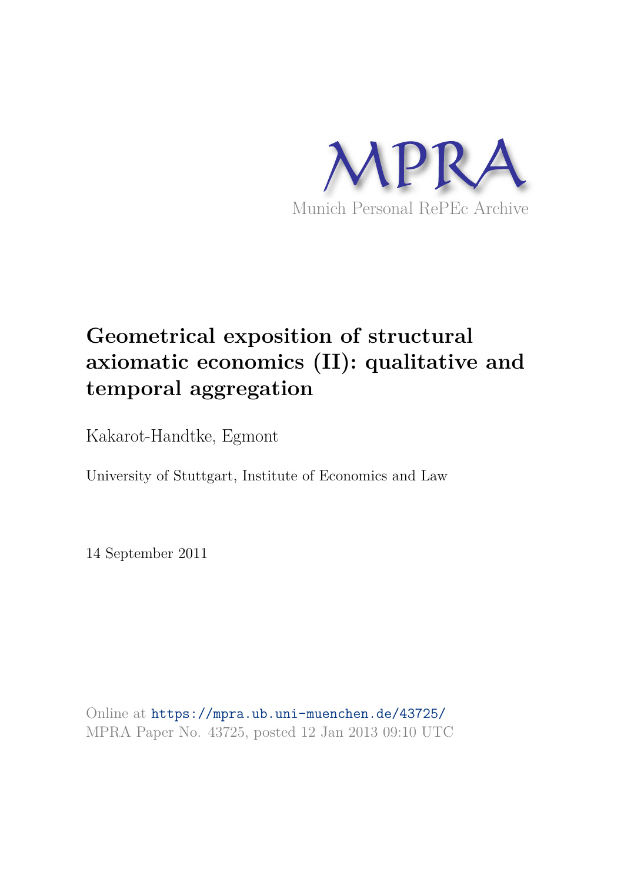MPRA

Munich Personal RePEc Archive

# Geometrical exposition of structural axiomatic economics (II): qualitative and temporal aggregation

Kakarot-Handtke, Egmont

University of Stuttgart, Institute of Economics and Law

14 September 2011

Online at https://mpra.ub.uni-muenchen.de/43725/
MPRA Paper No. 43725, posted 12 Jan 2013 09:10 UTC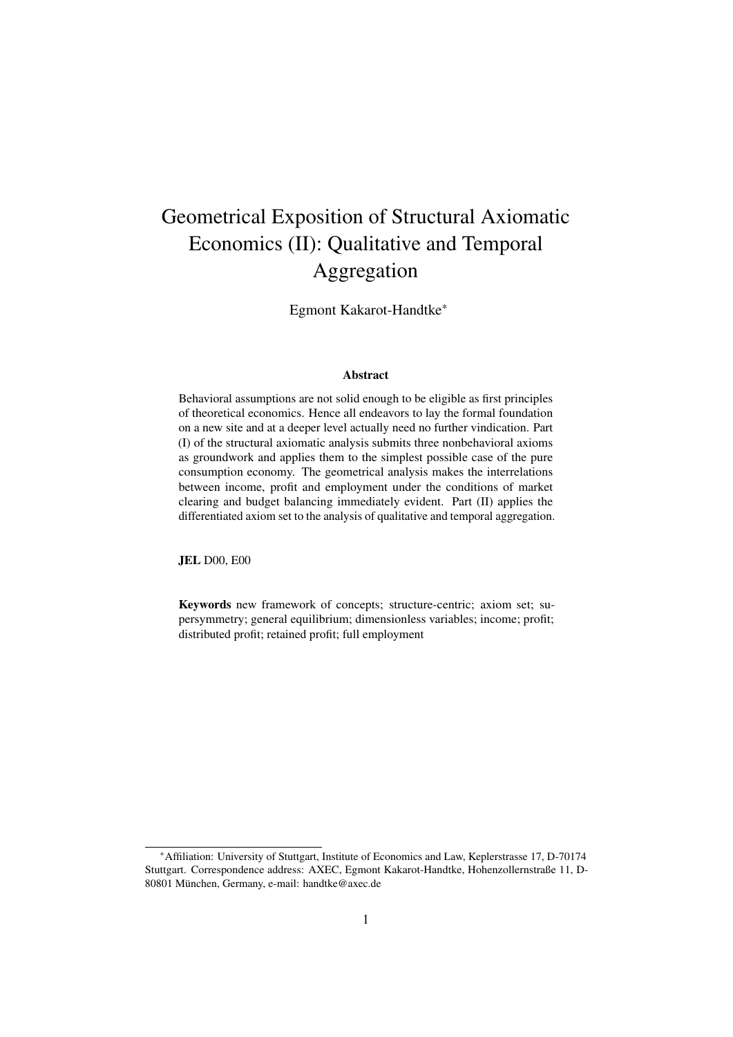# Geometrical Exposition of Structural Axiomatic Economics (II): Qualitative and Temporal Aggregation

Egmont Kakarot-Handtke*

### Abstract

Behavioral assumptions are not solid enough to be eligible as first principles of theoretical economics. Hence all endeavors to lay the formal foundation on a new site and at a deeper level actually need no further vindication. Part (I) of the structural axiomatic analysis submits three nonbehavioral axioms as groundwork and applies them to the simplest possible case of the pure consumption economy. The geometrical analysis makes the interrelations between income, profit and employment under the conditions of market clearing and budget balancing immediately evident. Part (II) applies the differentiated axiom set to the analysis of qualitative and temporal aggregation.

**JEL** D00, E00

**Keywords** new framework of concepts; structure-centric; axiom set; supersymmetry; general equilibrium; dimensionless variables; income; profit; distributed profit; retained profit; full employment

---

*Affiliation: University of Stuttgart, Institute of Economics and Law, Keplerstrasse 17, D-70174 Stuttgart. Correspondence address: AXEC, Egmont Kakarot-Handtke, Hohenzollernstraße 11, D-80801 München, Germany, e-mail: handtke@axec.de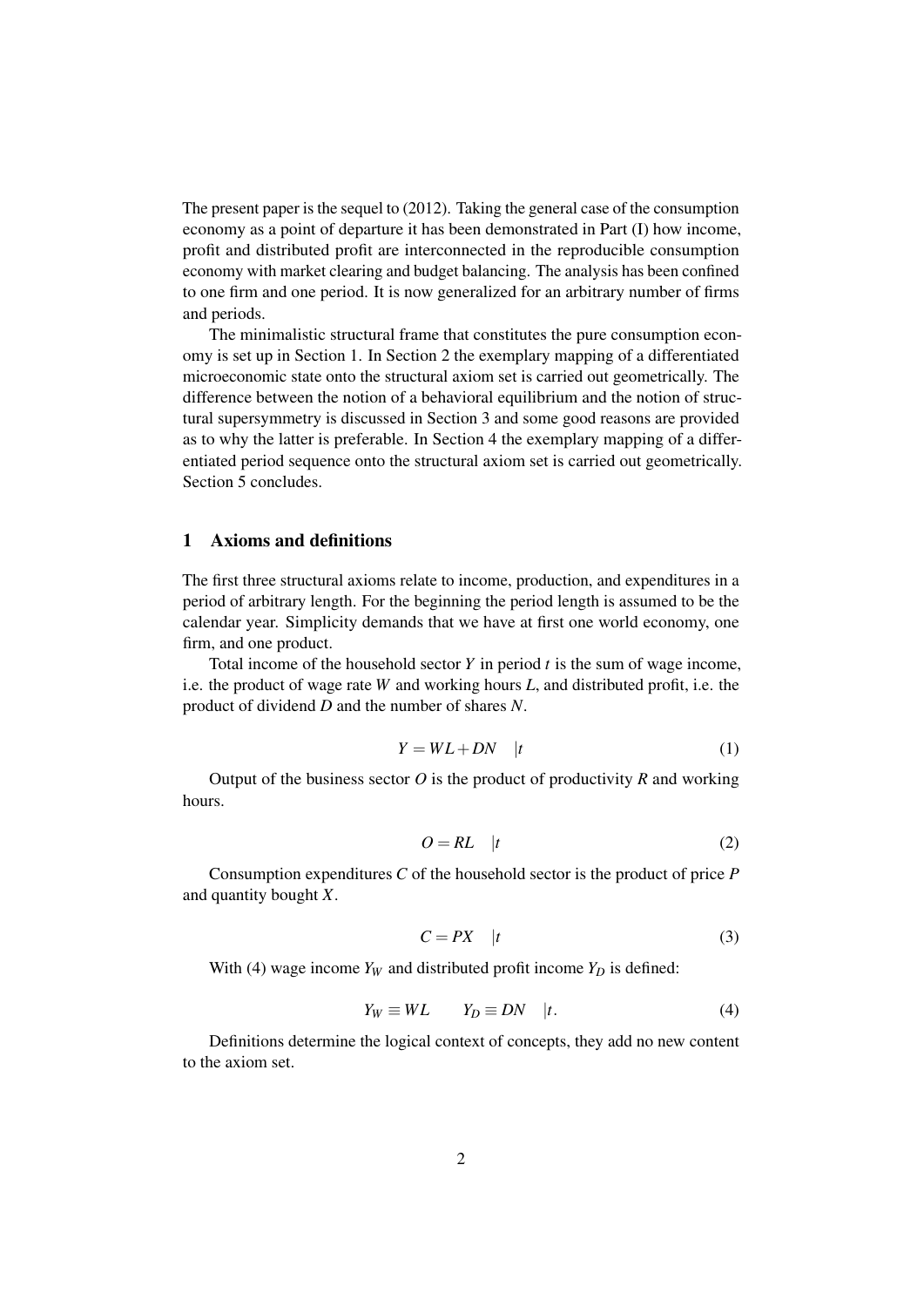The present paper is the sequel to (2012). Taking the general case of the consumption economy as a point of departure it has been demonstrated in Part (I) how income, profit and distributed profit are interconnected in the reproducible consumption economy with market clearing and budget balancing. The analysis has been confined to one firm and one period. It is now generalized for an arbitrary number of firms and periods.

The minimalistic structural frame that constitutes the pure consumption economy is set up in Section 1. In Section 2 the exemplary mapping of a differentiated microeconomic state onto the structural axiom set is carried out geometrically. The difference between the notion of a behavioral equilibrium and the notion of structural supersymmetry is discussed in Section 3 and some good reasons are provided as to why the latter is preferable. In Section 4 the exemplary mapping of a differentiated period sequence onto the structural axiom set is carried out geometrically. Section 5 concludes.

## 1 Axioms and definitions

The first three structural axioms relate to income, production, and expenditures in a period of arbitrary length. For the beginning the period length is assumed to be the calendar year. Simplicity demands that we have at first one world economy, one firm, and one product.

Total income of the household sector $Y$ in period $t$ is the sum of wage income, i.e. the product of wage rate $W$ and working hours $L$, and distributed profit, i.e. the product of dividend $D$ and the number of shares $N$.

$$Y = WL + DN \quad |t \tag{1}$$

Output of the business sector $O$ is the product of productivity $R$ and working hours.

$$O = RL \quad |t \tag{2}$$

Consumption expenditures $C$ of the household sector is the product of price $P$ and quantity bought $X$.

$$C = PX \quad |t \tag{3}$$

With (4) wage income $Y_W$ and distributed profit income $Y_D$ is defined:

$$Y_W \equiv WL \qquad Y_D \equiv DN \quad |t. \tag{4}$$

Definitions determine the logical context of concepts, they add no new content to the axiom set.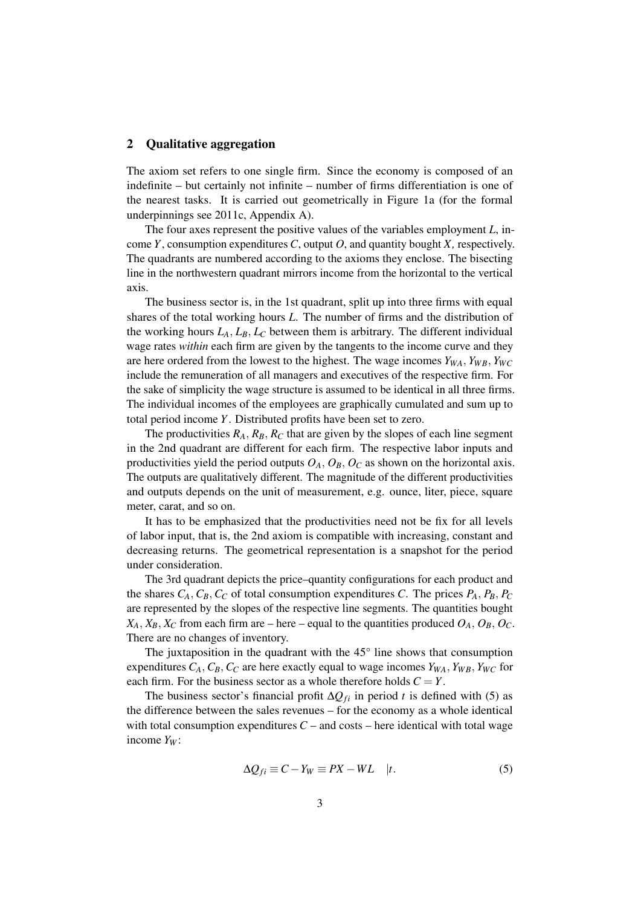## 2 Qualitative aggregation

The axiom set refers to one single firm. Since the economy is composed of an indefinite – but certainly not infinite – number of firms differentiation is one of the nearest tasks. It is carried out geometrically in Figure 1a (for the formal underpinnings see 2011c, Appendix A).

The four axes represent the positive values of the variables employment $L$, income $Y$, consumption expenditures $C$, output $O$, and quantity bought $X$, respectively. The quadrants are numbered according to the axioms they enclose. The bisecting line in the northwestern quadrant mirrors income from the horizontal to the vertical axis.

The business sector is, in the 1st quadrant, split up into three firms with equal shares of the total working hours $L$. The number of firms and the distribution of the working hours $L_A, L_B, L_C$ between them is arbitrary. The different individual wage rates *within* each firm are given by the tangents to the income curve and they are here ordered from the lowest to the highest. The wage incomes $Y_{WA}, Y_{WB}, Y_{WC}$ include the remuneration of all managers and executives of the respective firm. For the sake of simplicity the wage structure is assumed to be identical in all three firms. The individual incomes of the employees are graphically cumulated and sum up to total period income $Y$. Distributed profits have been set to zero.

The productivities $R_A, R_B, R_C$ that are given by the slopes of each line segment in the 2nd quadrant are different for each firm. The respective labor inputs and productivities yield the period outputs $O_A, O_B, O_C$ as shown on the horizontal axis. The outputs are qualitatively different. The magnitude of the different productivities and outputs depends on the unit of measurement, e.g. ounce, liter, piece, square meter, carat, and so on.

It has to be emphasized that the productivities need not be fix for all levels of labor input, that is, the 2nd axiom is compatible with increasing, constant and decreasing returns. The geometrical representation is a snapshot for the period under consideration.

The 3rd quadrant depicts the price–quantity configurations for each product and the shares $C_A, C_B, C_C$ of total consumption expenditures $C$. The prices $P_A, P_B, P_C$ are represented by the slopes of the respective line segments. The quantities bought $X_A, X_B, X_C$ from each firm are – here – equal to the quantities produced $O_A, O_B, O_C$. There are no changes of inventory.

The juxtaposition in the quadrant with the 45° line shows that consumption expenditures $C_A, C_B, C_C$ are here exactly equal to wage incomes $Y_{WA}, Y_{WB}, Y_{WC}$ for each firm. For the business sector as a whole therefore holds $C = Y$.

The business sector's financial profit $\Delta Q_{fi}$ in period $t$ is defined with (5) as the difference between the sales revenues – for the economy as a whole identical with total consumption expenditures $C$ – and costs – here identical with total wage income $Y_W$:

$$\Delta Q_{fi} \equiv C - Y_W \equiv PX - WL \quad |t. \tag{5}$$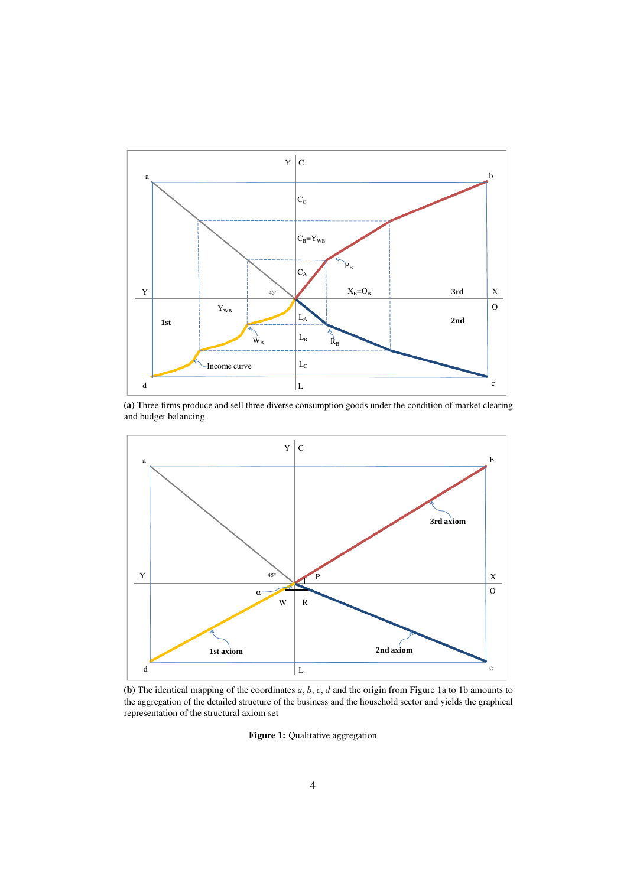**(a)** Three firms produce and sell three diverse consumption goods under the condition of market clearing and budget balancing

**(b)** The identical mapping of the coordinates $a, b, c, d$ and the origin from Figure 1a to 1b amounts to the aggregation of the detailed structure of the business and the household sector and yields the graphical representation of the structural axiom set

**Figure 1:** Qualitative aggregation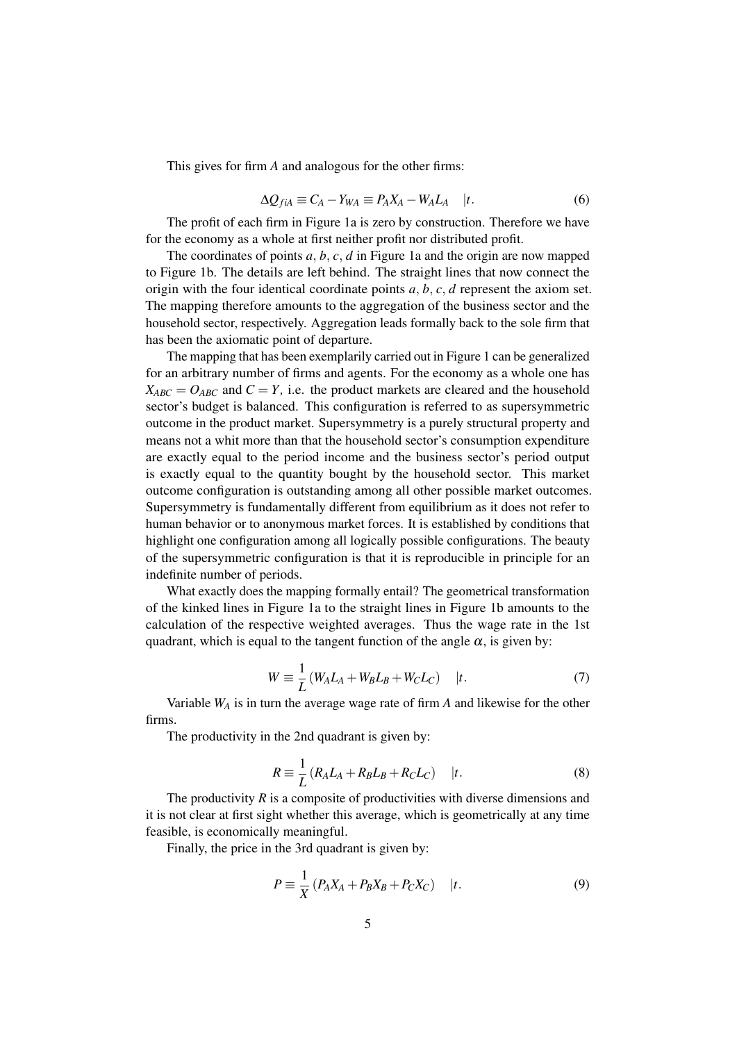This gives for firm $A$ and analogous for the other firms:

$$\Delta Q_{fiA} \equiv C_A - Y_{WA} \equiv P_A X_A - W_A L_A \quad |t. \tag{6}$$

The profit of each firm in Figure 1a is zero by construction. Therefore we have for the economy as a whole at first neither profit nor distributed profit.

The coordinates of points $a$, $b$, $c$, $d$ in Figure 1a and the origin are now mapped to Figure 1b. The details are left behind. The straight lines that now connect the origin with the four identical coordinate points $a$, $b$, $c$, $d$ represent the axiom set. The mapping therefore amounts to the aggregation of the business sector and the household sector, respectively. Aggregation leads formally back to the sole firm that has been the axiomatic point of departure.

The mapping that has been exemplarily carried out in Figure 1 can be generalized for an arbitrary number of firms and agents. For the economy as a whole one has $X_{ABC} = O_{ABC}$ and $C = Y$, i.e. the product markets are cleared and the household sector's budget is balanced. This configuration is referred to as supersymmetric outcome in the product market. Supersymmetry is a purely structural property and means not a whit more than that the household sector's consumption expenditure are exactly equal to the period income and the business sector's period output is exactly equal to the quantity bought by the household sector. This market outcome configuration is outstanding among all other possible market outcomes. Supersymmetry is fundamentally different from equilibrium as it does not refer to human behavior or to anonymous market forces. It is established by conditions that highlight one configuration among all logically possible configurations. The beauty of the supersymmetric configuration is that it is reproducible in principle for an indefinite number of periods.

What exactly does the mapping formally entail? The geometrical transformation of the kinked lines in Figure 1a to the straight lines in Figure 1b amounts to the calculation of the respective weighted averages. Thus the wage rate in the 1st quadrant, which is equal to the tangent function of the angle $\alpha$, is given by:

$$W \equiv \frac{1}{L} \left( W_A L_A + W_B L_B + W_C L_C \right) \quad |t. \tag{7}$$

Variable $W_A$ is in turn the average wage rate of firm $A$ and likewise for the other firms.

The productivity in the 2nd quadrant is given by:

$$R \equiv \frac{1}{L} \left( R_A L_A + R_B L_B + R_C L_C \right) \quad |t. \tag{8}$$

The productivity $R$ is a composite of productivities with diverse dimensions and it is not clear at first sight whether this average, which is geometrically at any time feasible, is economically meaningful.

Finally, the price in the 3rd quadrant is given by:

$$P \equiv \frac{1}{X} \left( P_A X_A + P_B X_B + P_C X_C \right) \quad |t. \tag{9}$$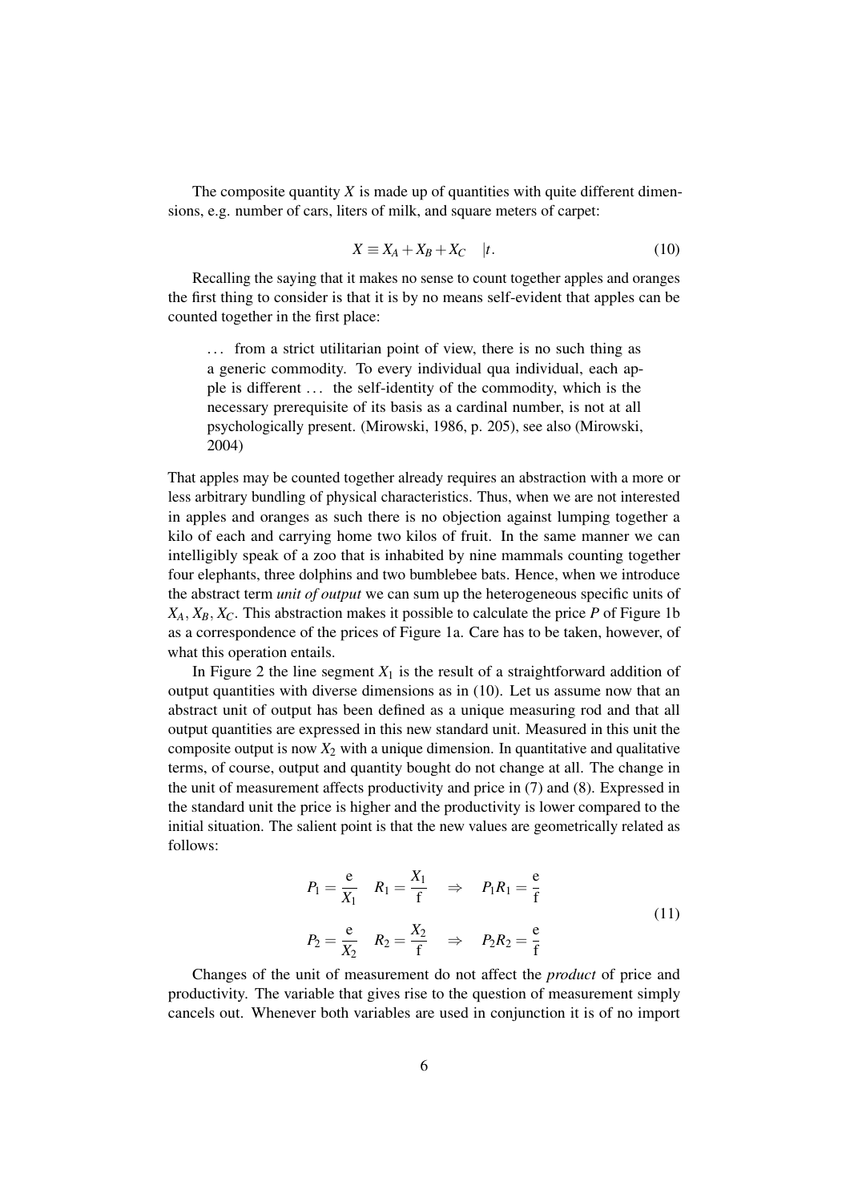The composite quantity $X$ is made up of quantities with quite different dimensions, e.g. number of cars, liters of milk, and square meters of carpet:

$$X \equiv X_A + X_B + X_C \quad |t. \tag{10}$$

Recalling the saying that it makes no sense to count together apples and oranges the first thing to consider is that it is by no means self-evident that apples can be counted together in the first place:

> ... from a strict utilitarian point of view, there is no such thing as a generic commodity. To every individual qua individual, each apple is different ... the self-identity of the commodity, which is the necessary prerequisite of its basis as a cardinal number, is not at all psychologically present. (Mirowski, 1986, p. 205), see also (Mirowski, 2004)

That apples may be counted together already requires an abstraction with a more or less arbitrary bundling of physical characteristics. Thus, when we are not interested in apples and oranges as such there is no objection against lumping together a kilo of each and carrying home two kilos of fruit. In the same manner we can intelligibly speak of a zoo that is inhabited by nine mammals counting together four elephants, three dolphins and two bumblebee bats. Hence, when we introduce the abstract term *unit of output* we can sum up the heterogeneous specific units of $X_A, X_B, X_C$. This abstraction makes it possible to calculate the price $P$ of Figure 1b as a correspondence of the prices of Figure 1a. Care has to be taken, however, of what this operation entails.

In Figure 2 the line segment $X_1$ is the result of a straightforward addition of output quantities with diverse dimensions as in (10). Let us assume now that an abstract unit of output has been defined as a unique measuring rod and that all output quantities are expressed in this new standard unit. Measured in this unit the composite output is now $X_2$ with a unique dimension. In quantitative and qualitative terms, of course, output and quantity bought do not change at all. The change in the unit of measurement affects productivity and price in (7) and (8). Expressed in the standard unit the price is higher and the productivity is lower compared to the initial situation. The salient point is that the new values are geometrically related as follows:

$$\begin{aligned} P_1 &= \frac{\mathrm{e}}{X_1} \quad R_1 = \frac{X_1}{\mathrm{f}} \quad \Rightarrow \quad P_1 R_1 = \frac{\mathrm{e}}{\mathrm{f}} \\ P_2 &= \frac{\mathrm{e}}{X_2} \quad R_2 = \frac{X_2}{\mathrm{f}} \quad \Rightarrow \quad P_2 R_2 = \frac{\mathrm{e}}{\mathrm{f}} \end{aligned} \tag{11}$$

Changes of the unit of measurement do not affect the *product* of price and productivity. The variable that gives rise to the question of measurement simply cancels out. Whenever both variables are used in conjunction it is of no import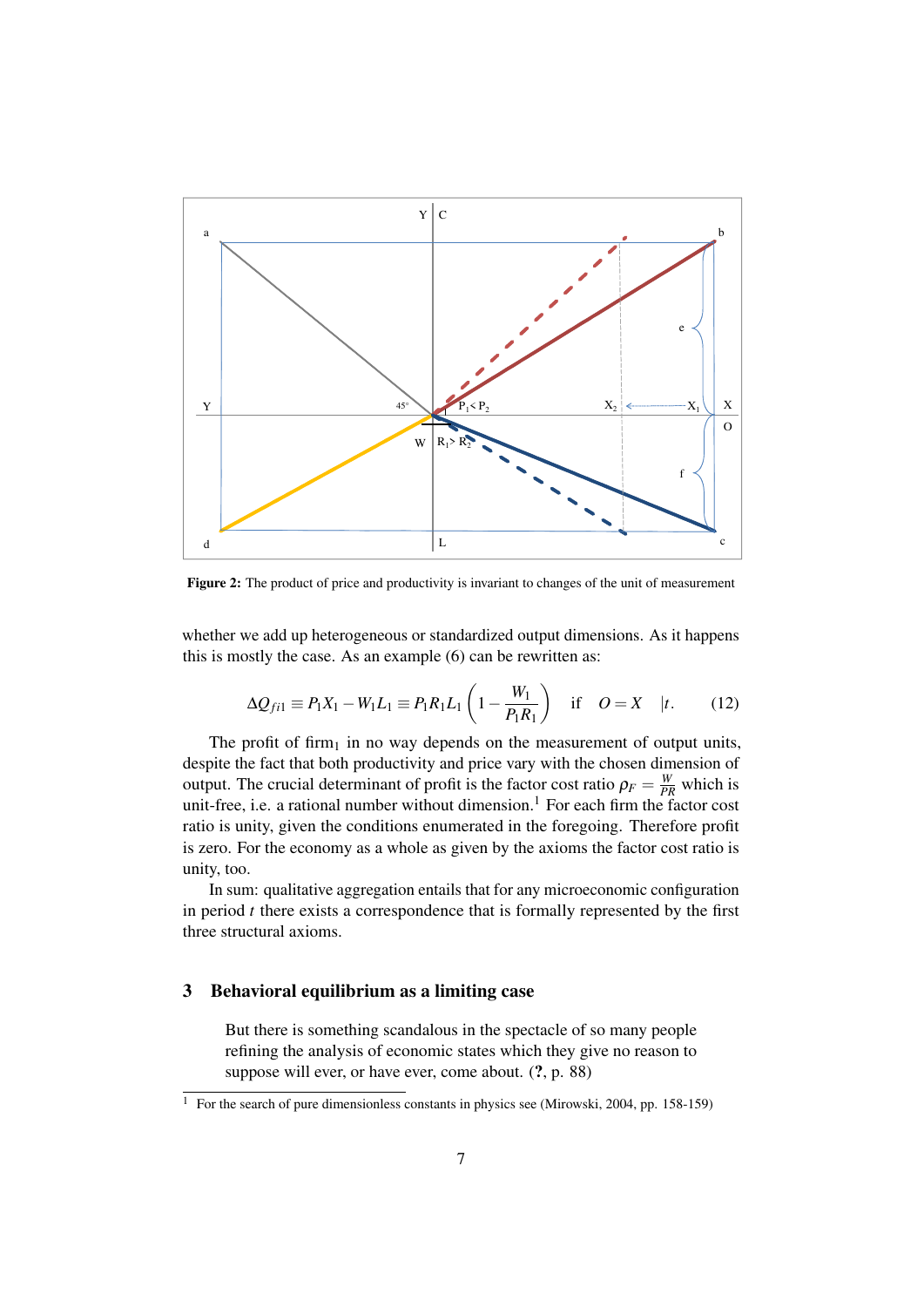**Figure 2:** The product of price and productivity is invariant to changes of the unit of measurement

whether we add up heterogeneous or standardized output dimensions. As it happens this is mostly the case. As an example (6) can be rewritten as:

$$\Delta Q_{fi1} \equiv P_1 X_1 - W_1 L_1 \equiv P_1 R_1 L_1 \left(1 - \frac{W_1}{P_1 R_1}\right) \quad \text{if} \quad O = X \quad |t. \tag{12}$$

The profit of firm$_1$ in no way depends on the measurement of output units, despite the fact that both productivity and price vary with the chosen dimension of output. The crucial determinant of profit is the factor cost ratio $\rho_F = \frac{W}{PR}$ which is unit-free, i.e. a rational number without dimension.[1] For each firm the factor cost ratio is unity, given the conditions enumerated in the foregoing. Therefore profit is zero. For the economy as a whole as given by the axioms the factor cost ratio is unity, too.

In sum: qualitative aggregation entails that for any microeconomic configuration in period $t$ there exists a correspondence that is formally represented by the first three structural axioms.

## 3 Behavioral equilibrium as a limiting case

> But there is something scandalous in the spectacle of so many people refining the analysis of economic states which they give no reason to suppose will ever, or have ever, come about. (**?**, p. 88)

[1] For the search of pure dimensionless constants in physics see (Mirowski, 2004, pp. 158-159)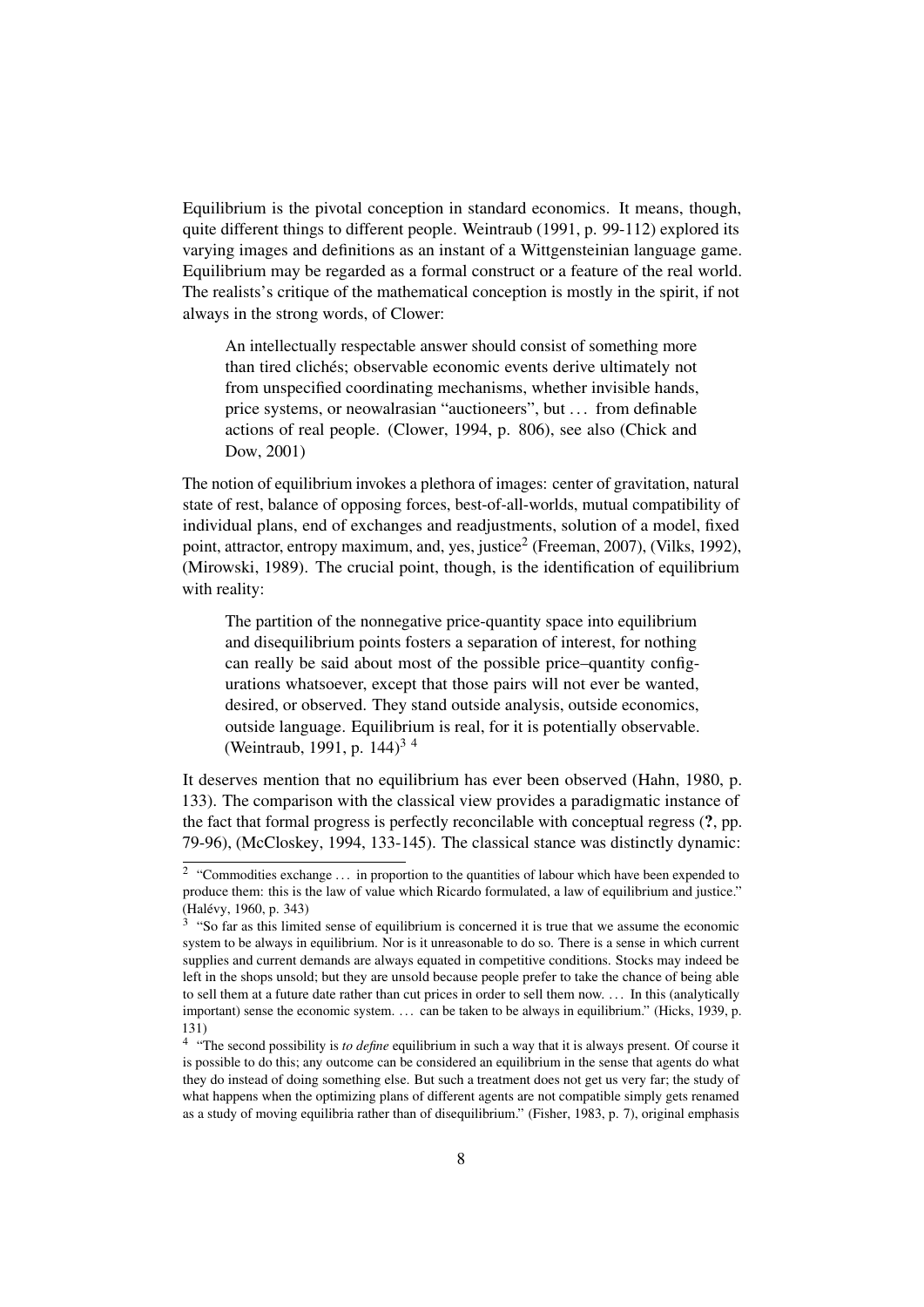Equilibrium is the pivotal conception in standard economics. It means, though, quite different things to different people. Weintraub (1991, p. 99-112) explored its varying images and definitions as an instant of a Wittgensteinian language game. Equilibrium may be regarded as a formal construct or a feature of the real world. The realists's critique of the mathematical conception is mostly in the spirit, if not always in the strong words, of Clower:

> An intellectually respectable answer should consist of something more than tired clichés; observable economic events derive ultimately not from unspecified coordinating mechanisms, whether invisible hands, price systems, or neowalrasian "auctioneers", but … from definable actions of real people. (Clower, 1994, p. 806), see also (Chick and Dow, 2001)

The notion of equilibrium invokes a plethora of images: center of gravitation, natural state of rest, balance of opposing forces, best-of-all-worlds, mutual compatibility of individual plans, end of exchanges and readjustments, solution of a model, fixed point, attractor, entropy maximum, and, yes, justice[2] (Freeman, 2007), (Vilks, 1992), (Mirowski, 1989). The crucial point, though, is the identification of equilibrium with reality:

> The partition of the nonnegative price-quantity space into equilibrium and disequilibrium points fosters a separation of interest, for nothing can really be said about most of the possible price–quantity configurations whatsoever, except that those pairs will not ever be wanted, desired, or observed. They stand outside analysis, outside economics, outside language. Equilibrium is real, for it is potentially observable. (Weintraub, 1991, p. 144)[3] [4]

It deserves mention that no equilibrium has ever been observed (Hahn, 1980, p. 133). The comparison with the classical view provides a paradigmatic instance of the fact that formal progress is perfectly reconcilable with conceptual regress (**?**, pp. 79-96), (McCloskey, 1994, 133-145). The classical stance was distinctly dynamic:

---

[2] "Commodities exchange … in proportion to the quantities of labour which have been expended to produce them: this is the law of value which Ricardo formulated, a law of equilibrium and justice." (Halévy, 1960, p. 343)

[3] "So far as this limited sense of equilibrium is concerned it is true that we assume the economic system to be always in equilibrium. Nor is it unreasonable to do so. There is a sense in which current supplies and current demands are always equated in competitive conditions. Stocks may indeed be left in the shops unsold; but they are unsold because people prefer to take the chance of being able to sell them at a future date rather than cut prices in order to sell them now. … In this (analytically important) sense the economic system. … can be taken to be always in equilibrium." (Hicks, 1939, p. 131)

[4] "The second possibility is *to define* equilibrium in such a way that it is always present. Of course it is possible to do this; any outcome can be considered an equilibrium in the sense that agents do what they do instead of doing something else. But such a treatment does not get us very far; the study of what happens when the optimizing plans of different agents are not compatible simply gets renamed as a study of moving equilibria rather than of disequilibrium." (Fisher, 1983, p. 7), original emphasis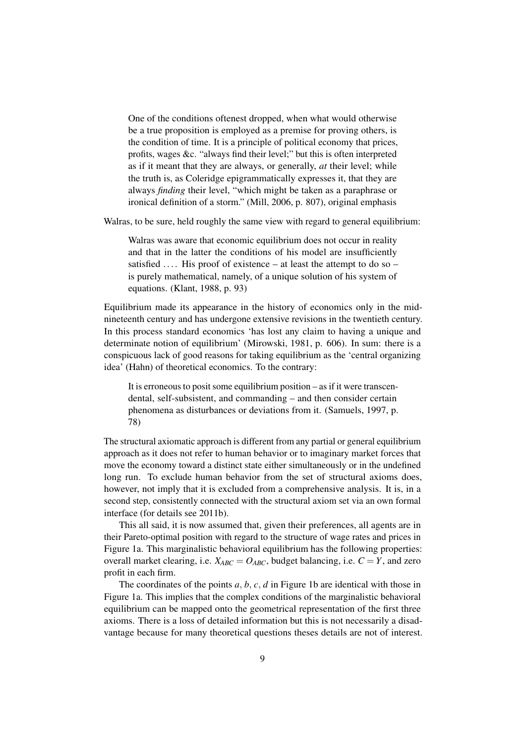> One of the conditions oftenest dropped, when what would otherwise be a true proposition is employed as a premise for proving others, is the condition of time. It is a principle of political economy that prices, profits, wages &c. "always find their level;" but this is often interpreted as if it meant that they are always, or generally, *at* their level; while the truth is, as Coleridge epigrammatically expresses it, that they are always *finding* their level, "which might be taken as a paraphrase or ironical definition of a storm." (Mill, 2006, p. 807), original emphasis

Walras, to be sure, held roughly the same view with regard to general equilibrium:

> Walras was aware that economic equilibrium does not occur in reality and that in the latter the conditions of his model are insufficiently satisfied .... His proof of existence – at least the attempt to do so – is purely mathematical, namely, of a unique solution of his system of equations. (Klant, 1988, p. 93)

Equilibrium made its appearance in the history of economics only in the mid-nineteenth century and has undergone extensive revisions in the twentieth century. In this process standard economics 'has lost any claim to having a unique and determinate notion of equilibrium' (Mirowski, 1981, p. 606). In sum: there is a conspicuous lack of good reasons for taking equilibrium as the 'central organizing idea' (Hahn) of theoretical economics. To the contrary:

> It is erroneous to posit some equilibrium position – as if it were transcendental, self-subsistent, and commanding – and then consider certain phenomena as disturbances or deviations from it. (Samuels, 1997, p. 78)

The structural axiomatic approach is different from any partial or general equilibrium approach as it does not refer to human behavior or to imaginary market forces that move the economy toward a distinct state either simultaneously or in the undefined long run. To exclude human behavior from the set of structural axioms does, however, not imply that it is excluded from a comprehensive analysis. It is, in a second step, consistently connected with the structural axiom set via an own formal interface (for details see 2011b).

This all said, it is now assumed that, given their preferences, all agents are in their Pareto-optimal position with regard to the structure of wage rates and prices in Figure 1a. This marginalistic behavioral equilibrium has the following properties: overall market clearing, i.e. $X_{ABC} = O_{ABC}$, budget balancing, i.e. $C = Y$, and zero profit in each firm.

The coordinates of the points $a$, $b$, $c$, $d$ in Figure 1b are identical with those in Figure 1a. This implies that the complex conditions of the marginalistic behavioral equilibrium can be mapped onto the geometrical representation of the first three axioms. There is a loss of detailed information but this is not necessarily a disadvantage because for many theoretical questions theses details are not of interest.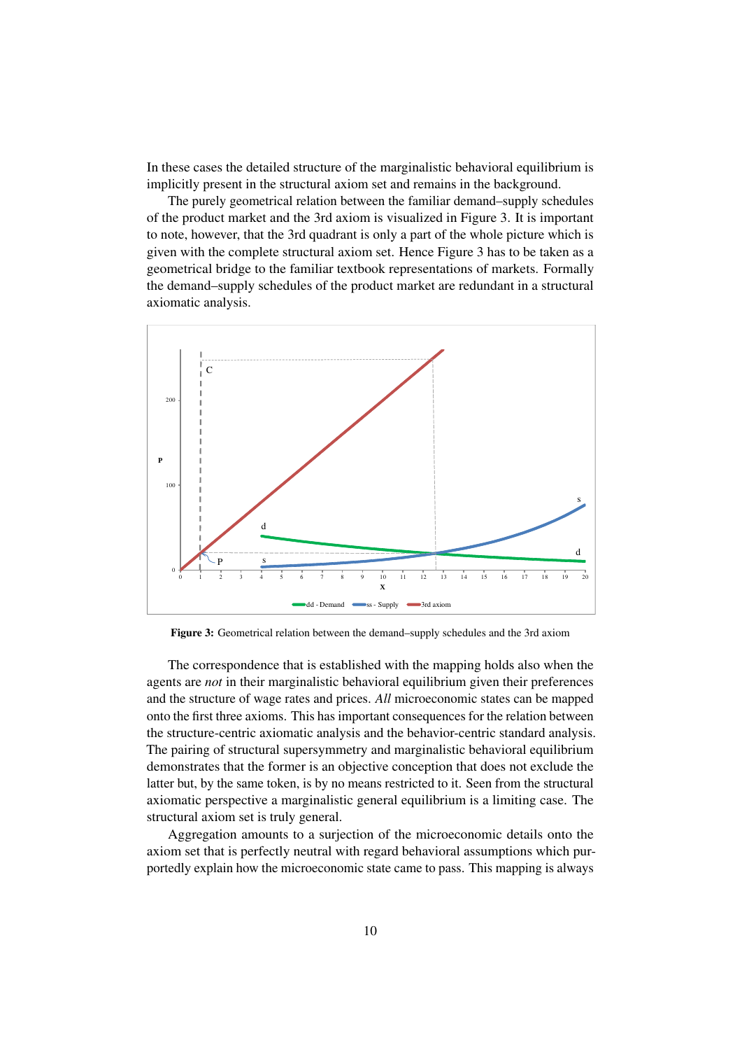In these cases the detailed structure of the marginalistic behavioral equilibrium is implicitly present in the structural axiom set and remains in the background.

The purely geometrical relation between the familiar demand–supply schedules of the product market and the 3rd axiom is visualized in Figure 3. It is important to note, however, that the 3rd quadrant is only a part of the whole picture which is given with the complete structural axiom set. Hence Figure 3 has to be taken as a geometrical bridge to the familiar textbook representations of markets. Formally the demand–supply schedules of the product market are redundant in a structural axiomatic analysis.

**Figure 3:** Geometrical relation between the demand–supply schedules and the 3rd axiom

The correspondence that is established with the mapping holds also when the agents are *not* in their marginalistic behavioral equilibrium given their preferences and the structure of wage rates and prices. *All* microeconomic states can be mapped onto the first three axioms. This has important consequences for the relation between the structure-centric axiomatic analysis and the behavior-centric standard analysis. The pairing of structural supersymmetry and marginalistic behavioral equilibrium demonstrates that the former is an objective conception that does not exclude the latter but, by the same token, is by no means restricted to it. Seen from the structural axiomatic perspective a marginalistic general equilibrium is a limiting case. The structural axiom set is truly general.

Aggregation amounts to a surjection of the microeconomic details onto the axiom set that is perfectly neutral with regard behavioral assumptions which purportedly explain how the microeconomic state came to pass. This mapping is always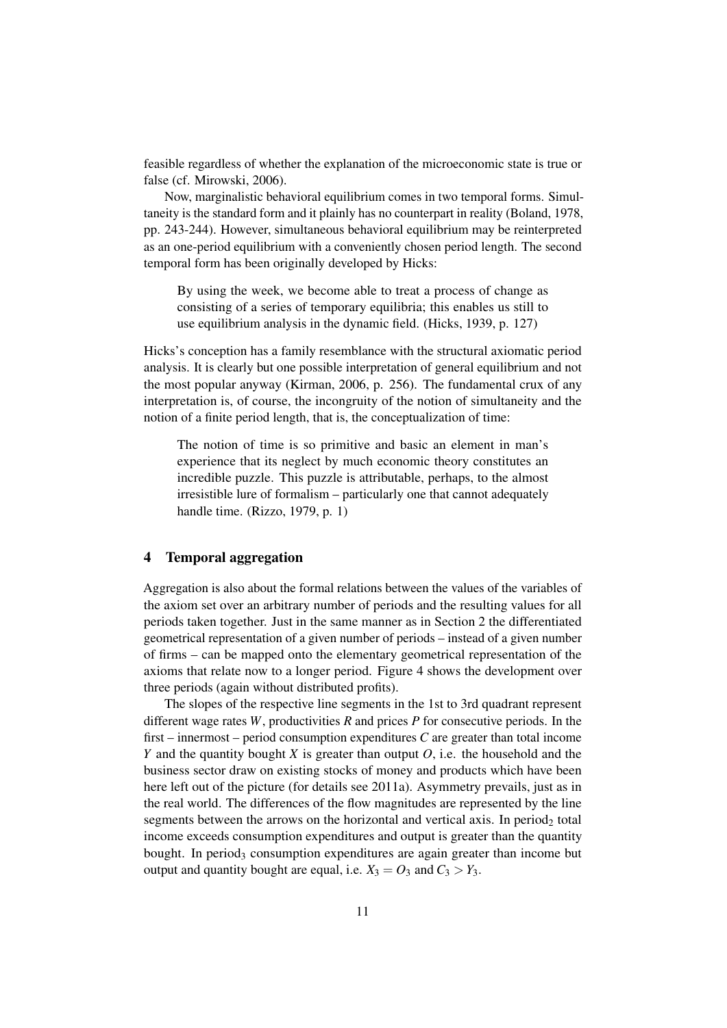feasible regardless of whether the explanation of the microeconomic state is true or false (cf. Mirowski, 2006).

Now, marginalistic behavioral equilibrium comes in two temporal forms. Simultaneity is the standard form and it plainly has no counterpart in reality (Boland, 1978, pp. 243-244). However, simultaneous behavioral equilibrium may be reinterpreted as an one-period equilibrium with a conveniently chosen period length. The second temporal form has been originally developed by Hicks:

> By using the week, we become able to treat a process of change as consisting of a series of temporary equilibria; this enables us still to use equilibrium analysis in the dynamic field. (Hicks, 1939, p. 127)

Hicks's conception has a family resemblance with the structural axiomatic period analysis. It is clearly but one possible interpretation of general equilibrium and not the most popular anyway (Kirman, 2006, p. 256). The fundamental crux of any interpretation is, of course, the incongruity of the notion of simultaneity and the notion of a finite period length, that is, the conceptualization of time:

> The notion of time is so primitive and basic an element in man's experience that its neglect by much economic theory constitutes an incredible puzzle. This puzzle is attributable, perhaps, to the almost irresistible lure of formalism – particularly one that cannot adequately handle time. (Rizzo, 1979, p. 1)

## 4 Temporal aggregation

Aggregation is also about the formal relations between the values of the variables of the axiom set over an arbitrary number of periods and the resulting values for all periods taken together. Just in the same manner as in Section 2 the differentiated geometrical representation of a given number of periods – instead of a given number of firms – can be mapped onto the elementary geometrical representation of the axioms that relate now to a longer period. Figure 4 shows the development over three periods (again without distributed profits).

The slopes of the respective line segments in the 1st to 3rd quadrant represent different wage rates $W$, productivities $R$ and prices $P$ for consecutive periods. In the first – innermost – period consumption expenditures $C$ are greater than total income $Y$ and the quantity bought $X$ is greater than output $O$, i.e. the household and the business sector draw on existing stocks of money and products which have been here left out of the picture (for details see 2011a). Asymmetry prevails, just as in the real world. The differences of the flow magnitudes are represented by the line segments between the arrows on the horizontal and vertical axis. In period$_2$ total income exceeds consumption expenditures and output is greater than the quantity bought. In period$_3$ consumption expenditures are again greater than income but output and quantity bought are equal, i.e. $X_3 = O_3$ and $C_3 > Y_3$.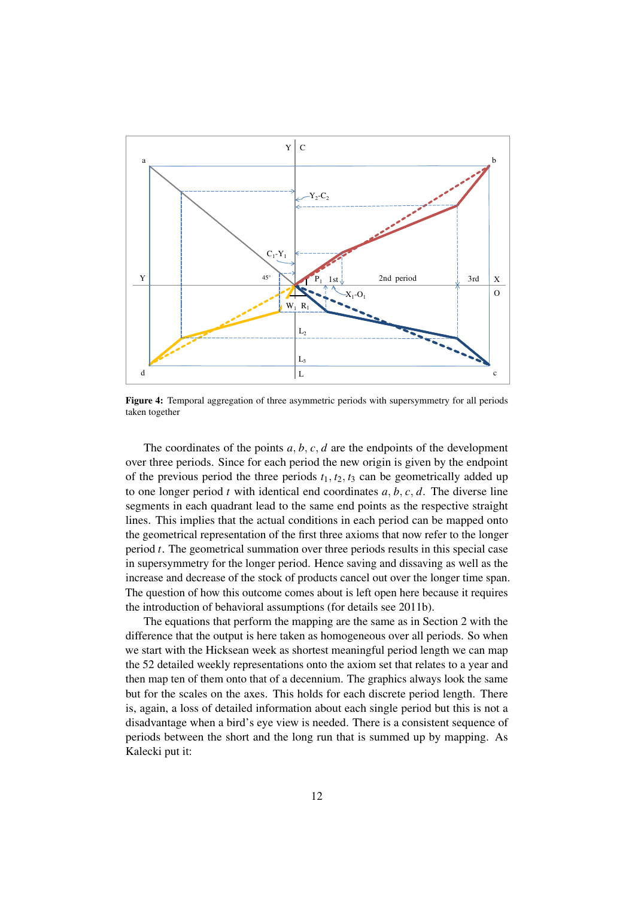**Figure 4:** Temporal aggregation of three asymmetric periods with supersymmetry for all periods taken together

The coordinates of the points $a, b, c, d$ are the endpoints of the development over three periods. Since for each period the new origin is given by the endpoint of the previous period the three periods $t_1, t_2, t_3$ can be geometrically added up to one longer period $t$ with identical end coordinates $a, b, c, d$. The diverse line segments in each quadrant lead to the same end points as the respective straight lines. This implies that the actual conditions in each period can be mapped onto the geometrical representation of the first three axioms that now refer to the longer period $t$. The geometrical summation over three periods results in this special case in supersymmetry for the longer period. Hence saving and dissaving as well as the increase and decrease of the stock of products cancel out over the longer time span. The question of how this outcome comes about is left open here because it requires the introduction of behavioral assumptions (for details see 2011b).

The equations that perform the mapping are the same as in Section 2 with the difference that the output is here taken as homogeneous over all periods. So when we start with the Hicksean week as shortest meaningful period length we can map the 52 detailed weekly representations onto the axiom set that relates to a year and then map ten of them onto that of a decennium. The graphics always look the same but for the scales on the axes. This holds for each discrete period length. There is, again, a loss of detailed information about each single period but this is not a disadvantage when a bird's eye view is needed. There is a consistent sequence of periods between the short and the long run that is summed up by mapping. As Kalecki put it: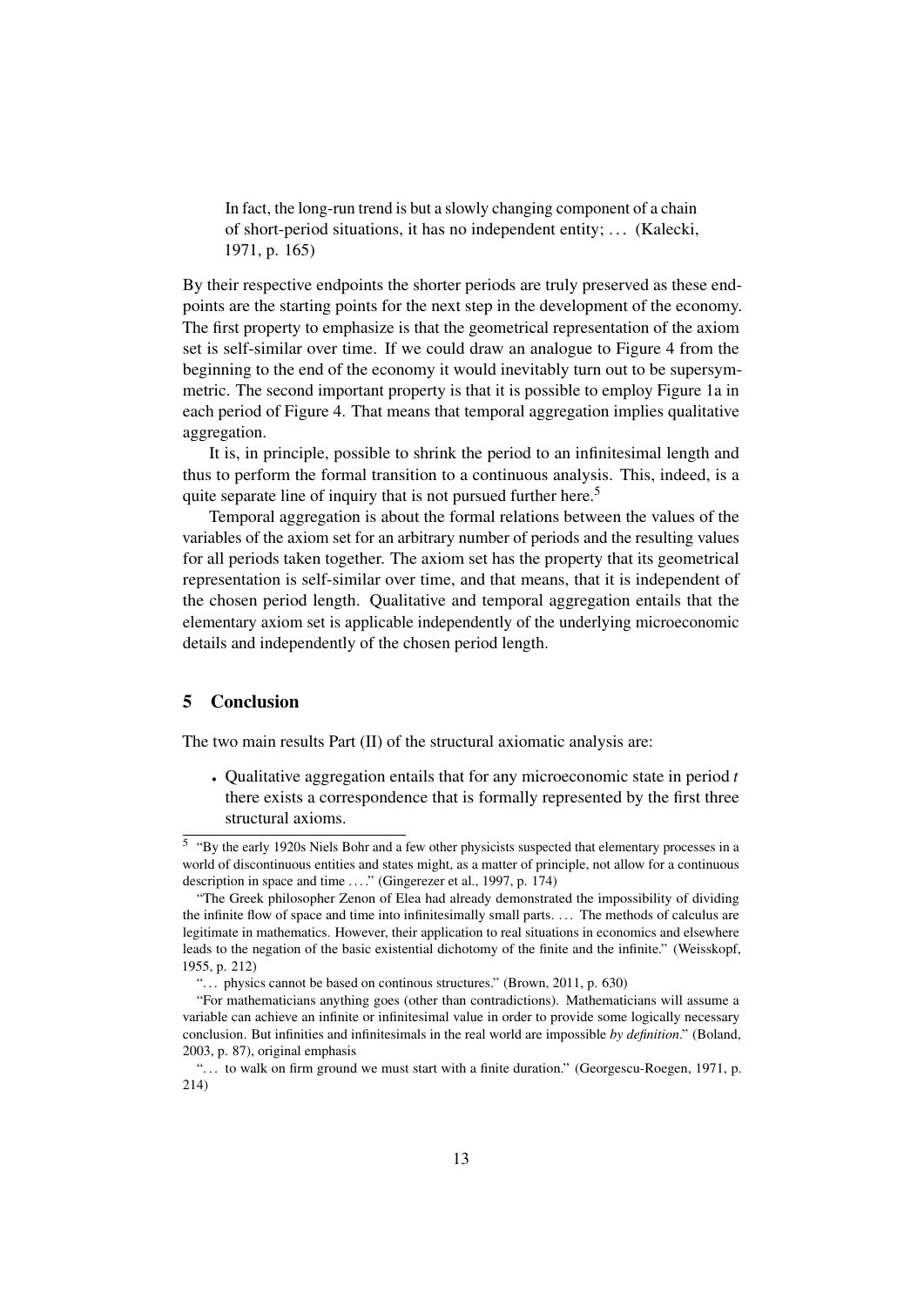> In fact, the long-run trend is but a slowly changing component of a chain of short-period situations, it has no independent entity; ... (Kalecki, 1971, p. 165)

By their respective endpoints the shorter periods are truly preserved as these endpoints are the starting points for the next step in the development of the economy. The first property to emphasize is that the geometrical representation of the axiom set is self-similar over time. If we could draw an analogue to Figure 4 from the beginning to the end of the economy it would inevitably turn out to be supersymmetric. The second important property is that it is possible to employ Figure 1a in each period of Figure 4. That means that temporal aggregation implies qualitative aggregation.

It is, in principle, possible to shrink the period to an infinitesimal length and thus to perform the formal transition to a continuous analysis. This, indeed, is a quite separate line of inquiry that is not pursued further here.[5]

Temporal aggregation is about the formal relations between the values of the variables of the axiom set for an arbitrary number of periods and the resulting values for all periods taken together. The axiom set has the property that its geometrical representation is self-similar over time, and that means, that it is independent of the chosen period length. Qualitative and temporal aggregation entails that the elementary axiom set is applicable independently of the underlying microeconomic details and independently of the chosen period length.

## 5 Conclusion

The two main results Part (II) of the structural axiomatic analysis are:

- Qualitative aggregation entails that for any microeconomic state in period *t* there exists a correspondence that is formally represented by the first three structural axioms.

---

[5] "By the early 1920s Niels Bohr and a few other physicists suspected that elementary processes in a world of discontinuous entities and states might, as a matter of principle, not allow for a continuous description in space and time ...." (Gingerezer et al., 1997, p. 174)

"The Greek philosopher Zenon of Elea had already demonstrated the impossibility of dividing the infinite flow of space and time into infinitesimally small parts. ... The methods of calculus are legitimate in mathematics. However, their application to real situations in economics and elsewhere leads to the negation of the basic existential dichotomy of the finite and the infinite." (Weisskopf, 1955, p. 212)

"... physics cannot be based on continous structures." (Brown, 2011, p. 630)

"For mathematicians anything goes (other than contradictions). Mathematicians will assume a variable can achieve an infinite or infinitesimal value in order to provide some logically necessary conclusion. But infinities and infinitesimals in the real world are impossible *by definition*." (Boland, 2003, p. 87), original emphasis

"... to walk on firm ground we must start with a finite duration." (Georgescu-Roegen, 1971, p. 214)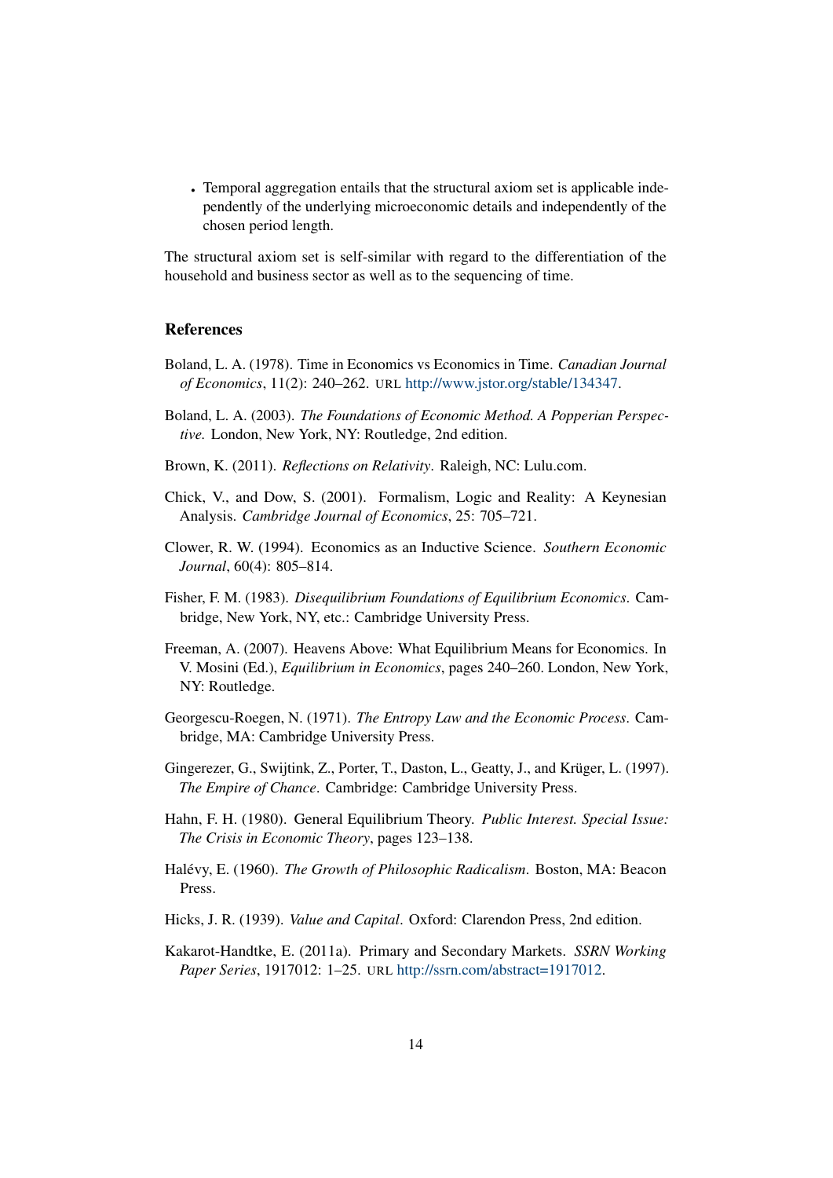- Temporal aggregation entails that the structural axiom set is applicable independently of the underlying microeconomic details and independently of the chosen period length.

The structural axiom set is self-similar with regard to the differentiation of the household and business sector as well as to the sequencing of time.

## References

Boland, L. A. (1978). Time in Economics vs Economics in Time. *Canadian Journal of Economics*, 11(2): 240–262. URL http://www.jstor.org/stable/134347.

Boland, L. A. (2003). *The Foundations of Economic Method. A Popperian Perspective.* London, New York, NY: Routledge, 2nd edition.

Brown, K. (2011). *Reflections on Relativity*. Raleigh, NC: Lulu.com.

Chick, V., and Dow, S. (2001). Formalism, Logic and Reality: A Keynesian Analysis. *Cambridge Journal of Economics*, 25: 705–721.

Clower, R. W. (1994). Economics as an Inductive Science. *Southern Economic Journal*, 60(4): 805–814.

Fisher, F. M. (1983). *Disequilibrium Foundations of Equilibrium Economics*. Cambridge, New York, NY, etc.: Cambridge University Press.

Freeman, A. (2007). Heavens Above: What Equilibrium Means for Economics. In V. Mosini (Ed.), *Equilibrium in Economics*, pages 240–260. London, New York, NY: Routledge.

Georgescu-Roegen, N. (1971). *The Entropy Law and the Economic Process*. Cambridge, MA: Cambridge University Press.

Gingerezer, G., Swijtink, Z., Porter, T., Daston, L., Geatty, J., and Krüger, L. (1997). *The Empire of Chance*. Cambridge: Cambridge University Press.

Hahn, F. H. (1980). General Equilibrium Theory. *Public Interest. Special Issue: The Crisis in Economic Theory*, pages 123–138.

Halévy, E. (1960). *The Growth of Philosophic Radicalism*. Boston, MA: Beacon Press.

Hicks, J. R. (1939). *Value and Capital*. Oxford: Clarendon Press, 2nd edition.

Kakarot-Handtke, E. (2011a). Primary and Secondary Markets. *SSRN Working Paper Series*, 1917012: 1–25. URL http://ssrn.com/abstract=1917012.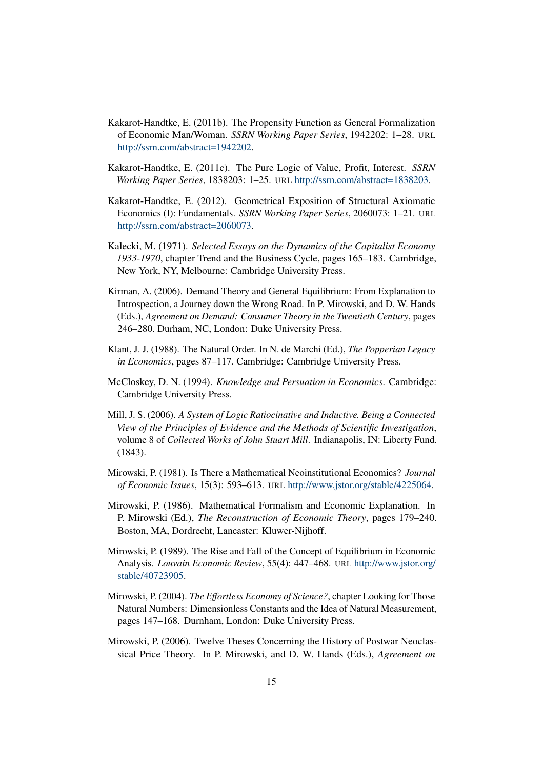Kakarot-Handtke, E. (2011b). The Propensity Function as General Formalization of Economic Man/Woman. *SSRN Working Paper Series*, 1942202: 1–28. URL http://ssrn.com/abstract=1942202.

Kakarot-Handtke, E. (2011c). The Pure Logic of Value, Profit, Interest. *SSRN Working Paper Series*, 1838203: 1–25. URL http://ssrn.com/abstract=1838203.

Kakarot-Handtke, E. (2012). Geometrical Exposition of Structural Axiomatic Economics (I): Fundamentals. *SSRN Working Paper Series*, 2060073: 1–21. URL http://ssrn.com/abstract=2060073.

Kalecki, M. (1971). *Selected Essays on the Dynamics of the Capitalist Economy 1933-1970*, chapter Trend and the Business Cycle, pages 165–183. Cambridge, New York, NY, Melbourne: Cambridge University Press.

Kirman, A. (2006). Demand Theory and General Equilibrium: From Explanation to Introspection, a Journey down the Wrong Road. In P. Mirowski, and D. W. Hands (Eds.), *Agreement on Demand: Consumer Theory in the Twentieth Century*, pages 246–280. Durham, NC, London: Duke University Press.

Klant, J. J. (1988). The Natural Order. In N. de Marchi (Ed.), *The Popperian Legacy in Economics*, pages 87–117. Cambridge: Cambridge University Press.

McCloskey, D. N. (1994). *Knowledge and Persuation in Economics*. Cambridge: Cambridge University Press.

Mill, J. S. (2006). *A System of Logic Ratiocinative and Inductive. Being a Connected View of the Principles of Evidence and the Methods of Scientific Investigation*, volume 8 of *Collected Works of John Stuart Mill*. Indianapolis, IN: Liberty Fund. (1843).

Mirowski, P. (1981). Is There a Mathematical Neoinstitutional Economics? *Journal of Economic Issues*, 15(3): 593–613. URL http://www.jstor.org/stable/4225064.

Mirowski, P. (1986). Mathematical Formalism and Economic Explanation. In P. Mirowski (Ed.), *The Reconstruction of Economic Theory*, pages 179–240. Boston, MA, Dordrecht, Lancaster: Kluwer-Nijhoff.

Mirowski, P. (1989). The Rise and Fall of the Concept of Equilibrium in Economic Analysis. *Louvain Economic Review*, 55(4): 447–468. URL http://www.jstor.org/stable/40723905.

Mirowski, P. (2004). *The Effortless Economy of Science?*, chapter Looking for Those Natural Numbers: Dimensionless Constants and the Idea of Natural Measurement, pages 147–168. Durnham, London: Duke University Press.

Mirowski, P. (2006). Twelve Theses Concerning the History of Postwar Neoclassical Price Theory. In P. Mirowski, and D. W. Hands (Eds.), *Agreement on*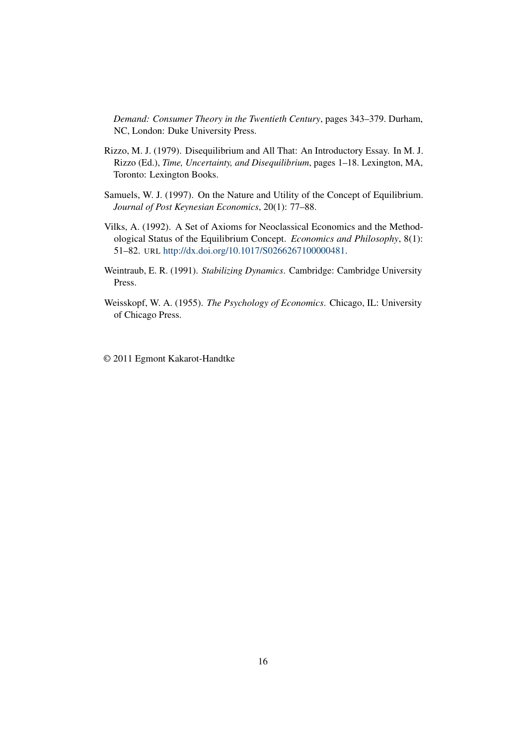*Demand: Consumer Theory in the Twentieth Century*, pages 343–379. Durham, NC, London: Duke University Press.

Rizzo, M. J. (1979). Disequilibrium and All That: An Introductory Essay. In M. J. Rizzo (Ed.), *Time, Uncertainty, and Disequilibrium*, pages 1–18. Lexington, MA, Toronto: Lexington Books.

Samuels, W. J. (1997). On the Nature and Utility of the Concept of Equilibrium. *Journal of Post Keynesian Economics*, 20(1): 77–88.

Vilks, A. (1992). A Set of Axioms for Neoclassical Economics and the Methodological Status of the Equilibrium Concept. *Economics and Philosophy*, 8(1): 51–82. URL http://dx.doi.org/10.1017/S0266267100000481.

Weintraub, E. R. (1991). *Stabilizing Dynamics*. Cambridge: Cambridge University Press.

Weisskopf, W. A. (1955). *The Psychology of Economics*. Chicago, IL: University of Chicago Press.

© 2011 Egmont Kakarot-Handtke